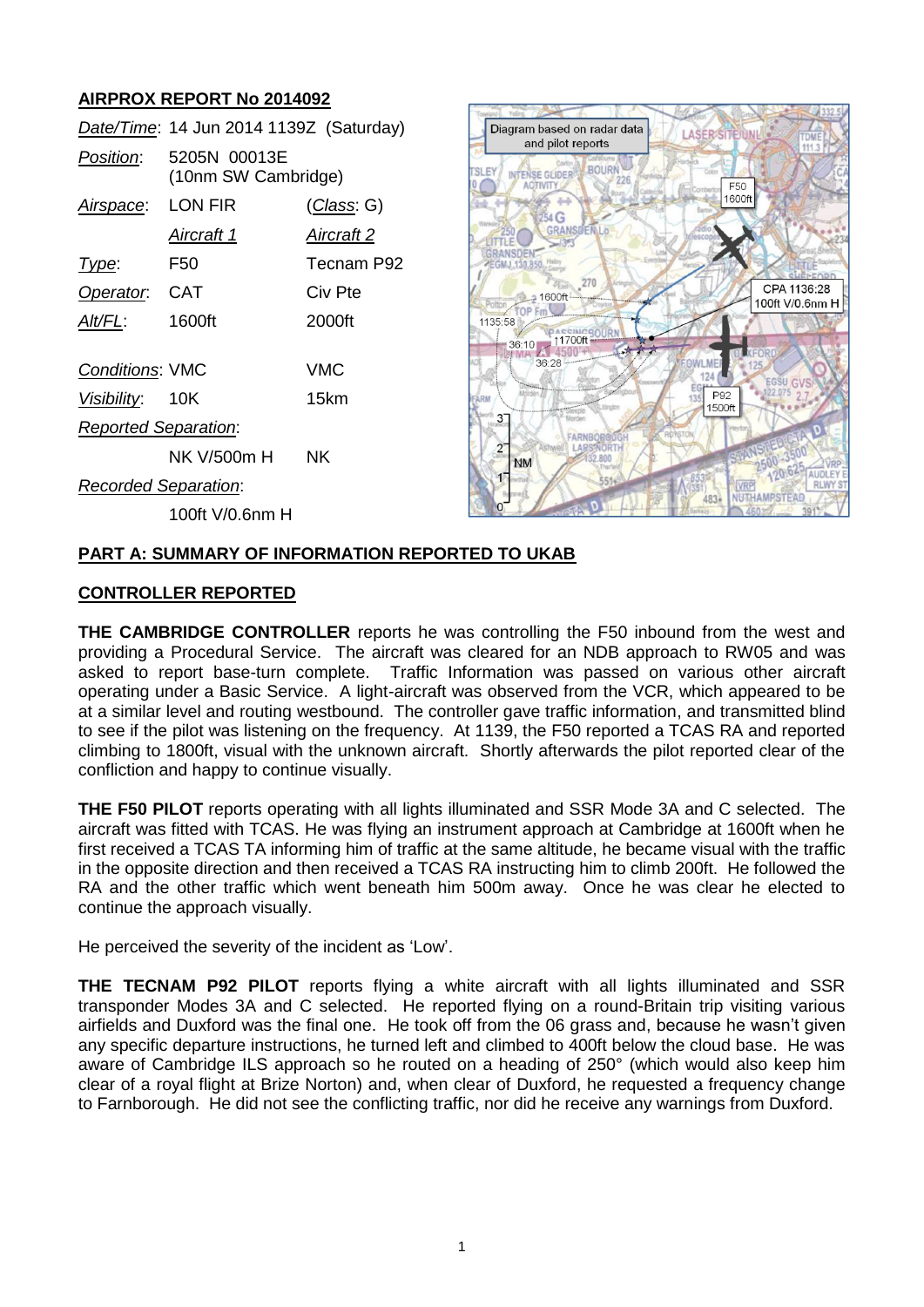## AIRPROX REPORT No 2014092

| | | |
|---|---|---|
| *Date/Time*: | 14 Jun 2014 1139Z (Saturday) | |
| *Position*: | 5205N 00013E (10nm SW Cambridge) | |
| *Airspace*: | LON FIR | (*Class*: G) |
| | *Aircraft 1* | *Aircraft 2* |
| *Type*: | F50 | Tecnam P92 |
| *Operator*: | CAT | Civ Pte |
| *Alt/FL*: | 1600ft | 2000ft |
| *Conditions*: | VMC | VMC |
| *Visibility*: | 10K | 15km |
| *Reported Separation*: | | |
| | NK V/500m H | NK |
| *Recorded Separation*: | | |
| | 100ft V/0.6nm H | |

## PART A: SUMMARY OF INFORMATION REPORTED TO UKAB

### CONTROLLER REPORTED

**THE CAMBRIDGE CONTROLLER** reports he was controlling the F50 inbound from the west and providing a Procedural Service. The aircraft was cleared for an NDB approach to RW05 and was asked to report base-turn complete. Traffic Information was passed on various other aircraft operating under a Basic Service. A light-aircraft was observed from the VCR, which appeared to be at a similar level and routing westbound. The controller gave traffic information, and transmitted blind to see if the pilot was listening on the frequency. At 1139, the F50 reported a TCAS RA and reported climbing to 1800ft, visual with the unknown aircraft. Shortly afterwards the pilot reported clear of the confliction and happy to continue visually.

**THE F50 PILOT** reports operating with all lights illuminated and SSR Mode 3A and C selected. The aircraft was fitted with TCAS. He was flying an instrument approach at Cambridge at 1600ft when he first received a TCAS TA informing him of traffic at the same altitude, he became visual with the traffic in the opposite direction and then received a TCAS RA instructing him to climb 200ft. He followed the RA and the other traffic which went beneath him 500m away. Once he was clear he elected to continue the approach visually.

He perceived the severity of the incident as 'Low'.

**THE TECNAM P92 PILOT** reports flying a white aircraft with all lights illuminated and SSR transponder Modes 3A and C selected. He reported flying on a round-Britain trip visiting various airfields and Duxford was the final one. He took off from the 06 grass and, because he wasn't given any specific departure instructions, he turned left and climbed to 400ft below the cloud base. He was aware of Cambridge ILS approach so he routed on a heading of 250° (which would also keep him clear of a royal flight at Brize Norton) and, when clear of Duxford, he requested a frequency change to Farnborough. He did not see the conflicting traffic, nor did he receive any warnings from Duxford.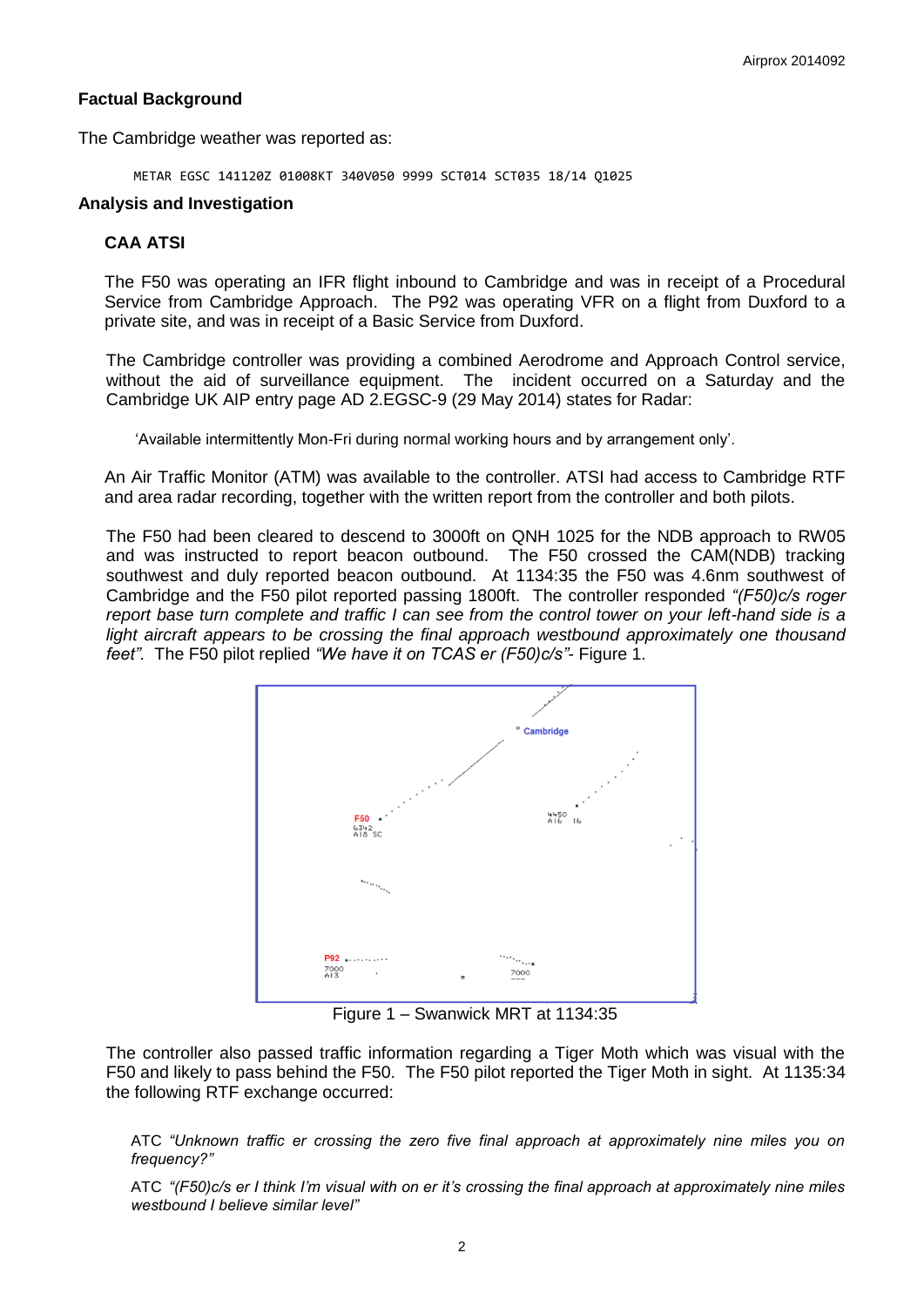## Factual Background

The Cambridge weather was reported as:

```
METAR EGSC 141120Z 01008KT 340V050 9999 SCT014 SCT035 18/14 Q1025
```

## Analysis and Investigation

### CAA ATSI

The F50 was operating an IFR flight inbound to Cambridge and was in receipt of a Procedural Service from Cambridge Approach. The P92 was operating VFR on a flight from Duxford to a private site, and was in receipt of a Basic Service from Duxford.

The Cambridge controller was providing a combined Aerodrome and Approach Control service, without the aid of surveillance equipment. The incident occurred on a Saturday and the Cambridge UK AIP entry page AD 2.EGSC-9 (29 May 2014) states for Radar:

> 'Available intermittently Mon-Fri during normal working hours and by arrangement only'.

An Air Traffic Monitor (ATM) was available to the controller. ATSI had access to Cambridge RTF and area radar recording, together with the written report from the controller and both pilots.

The F50 had been cleared to descend to 3000ft on QNH 1025 for the NDB approach to RW05 and was instructed to report beacon outbound. The F50 crossed the CAM(NDB) tracking southwest and duly reported beacon outbound. At 1134:35 the F50 was 4.6nm southwest of Cambridge and the F50 pilot reported passing 1800ft. The controller responded *"(F50)c/s roger report base turn complete and traffic I can see from the control tower on your left-hand side is a light aircraft appears to be crossing the final approach westbound approximately one thousand feet"*. The F50 pilot replied *"We have it on TCAS er (F50)c/s"*- Figure 1.

Figure 1 – Swanwick MRT at 1134:35

The controller also passed traffic information regarding a Tiger Moth which was visual with the F50 and likely to pass behind the F50. The F50 pilot reported the Tiger Moth in sight. At 1135:34 the following RTF exchange occurred:

ATC *"Unknown traffic er crossing the zero five final approach at approximately nine miles you on frequency?"*

ATC *"(F50)c/s er I think I'm visual with on er it's crossing the final approach at approximately nine miles westbound I believe similar level"*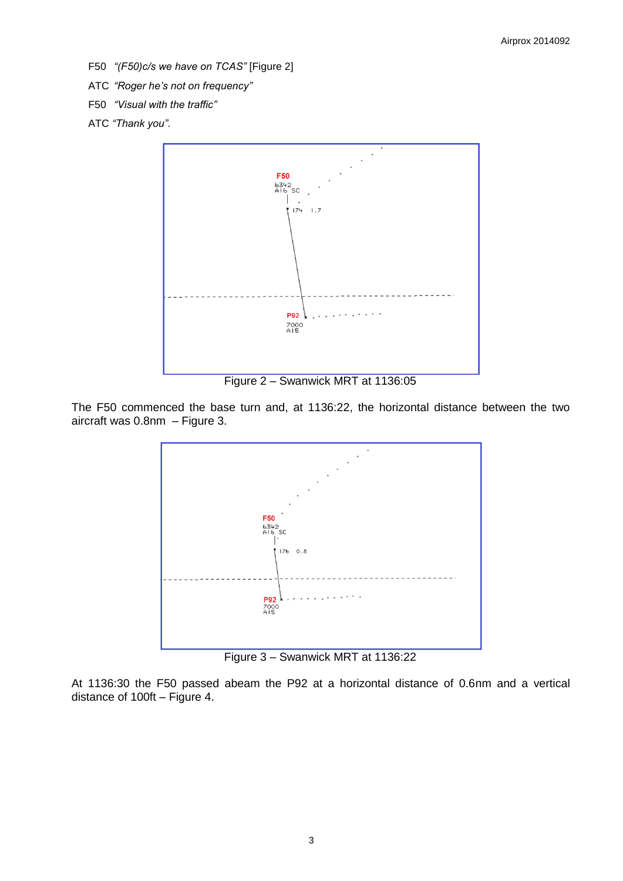F50 *"(F50)c/s we have on TCAS"* [Figure 2]

ATC *"Roger he's not on frequency"*

F50 *"Visual with the traffic"*

ATC *"Thank you".*

Figure 2 – Swanwick MRT at 1136:05

The F50 commenced the base turn and, at 1136:22, the horizontal distance between the two aircraft was 0.8nm – Figure 3.

Figure 3 – Swanwick MRT at 1136:22

At 1136:30 the F50 passed abeam the P92 at a horizontal distance of 0.6nm and a vertical distance of 100ft – Figure 4.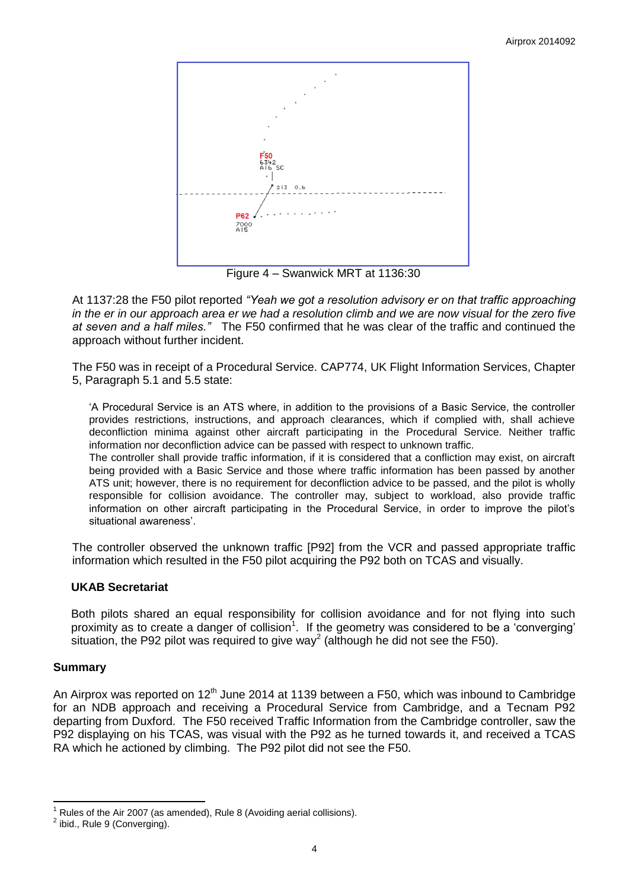Figure 4 – Swanwick MRT at 1136:30

At 1137:28 the F50 pilot reported *"Yeah we got a resolution advisory er on that traffic approaching in the er in our approach area er we had a resolution climb and we are now visual for the zero five at seven and a half miles."* The F50 confirmed that he was clear of the traffic and continued the approach without further incident.

The F50 was in receipt of a Procedural Service. CAP774, UK Flight Information Services, Chapter 5, Paragraph 5.1 and 5.5 state:

> 'A Procedural Service is an ATS where, in addition to the provisions of a Basic Service, the controller provides restrictions, instructions, and approach clearances, which if complied with, shall achieve deconfliction minima against other aircraft participating in the Procedural Service. Neither traffic information nor deconfliction advice can be passed with respect to unknown traffic.
> The controller shall provide traffic information, if it is considered that a confliction may exist, on aircraft being provided with a Basic Service and those where traffic information has been passed by another ATS unit; however, there is no requirement for deconfliction advice to be passed, and the pilot is wholly responsible for collision avoidance. The controller may, subject to workload, also provide traffic information on other aircraft participating in the Procedural Service, in order to improve the pilot's situational awareness'.

The controller observed the unknown traffic [P92] from the VCR and passed appropriate traffic information which resulted in the F50 pilot acquiring the P92 both on TCAS and visually.

### UKAB Secretariat

Both pilots shared an equal responsibility for collision avoidance and for not flying into such proximity as to create a danger of collision[1]. If the geometry was considered to be a 'converging' situation, the P92 pilot was required to give way[2] (although he did not see the F50).

## Summary

An Airprox was reported on 12th June 2014 at 1139 between a F50, which was inbound to Cambridge for an NDB approach and receiving a Procedural Service from Cambridge, and a Tecnam P92 departing from Duxford. The F50 received Traffic Information from the Cambridge controller, saw the P92 displaying on his TCAS, was visual with the P92 as he turned towards it, and received a TCAS RA which he actioned by climbing. The P92 pilot did not see the F50.

---

[1] Rules of the Air 2007 (as amended), Rule 8 (Avoiding aerial collisions).

[2] ibid., Rule 9 (Converging).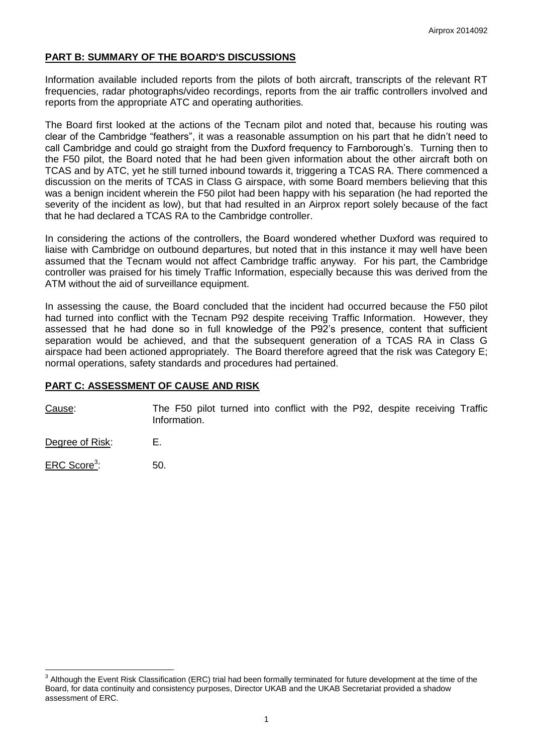## PART B: SUMMARY OF THE BOARD'S DISCUSSIONS

Information available included reports from the pilots of both aircraft, transcripts of the relevant RT frequencies, radar photographs/video recordings, reports from the air traffic controllers involved and reports from the appropriate ATC and operating authorities.

The Board first looked at the actions of the Tecnam pilot and noted that, because his routing was clear of the Cambridge "feathers", it was a reasonable assumption on his part that he didn't need to call Cambridge and could go straight from the Duxford frequency to Farnborough's. Turning then to the F50 pilot, the Board noted that he had been given information about the other aircraft both on TCAS and by ATC, yet he still turned inbound towards it, triggering a TCAS RA. There commenced a discussion on the merits of TCAS in Class G airspace, with some Board members believing that this was a benign incident wherein the F50 pilot had been happy with his separation (he had reported the severity of the incident as low), but that had resulted in an Airprox report solely because of the fact that he had declared a TCAS RA to the Cambridge controller.

In considering the actions of the controllers, the Board wondered whether Duxford was required to liaise with Cambridge on outbound departures, but noted that in this instance it may well have been assumed that the Tecnam would not affect Cambridge traffic anyway. For his part, the Cambridge controller was praised for his timely Traffic Information, especially because this was derived from the ATM without the aid of surveillance equipment.

In assessing the cause, the Board concluded that the incident had occurred because the F50 pilot had turned into conflict with the Tecnam P92 despite receiving Traffic Information. However, they assessed that he had done so in full knowledge of the P92's presence, content that sufficient separation would be achieved, and that the subsequent generation of a TCAS RA in Class G airspace had been actioned appropriately. The Board therefore agreed that the risk was Category E; normal operations, safety standards and procedures had pertained.

## PART C: ASSESSMENT OF CAUSE AND RISK

Cause: The F50 pilot turned into conflict with the P92, despite receiving Traffic Information.

Degree of Risk: E.

ERC Score[3]: 50.

[3] Although the Event Risk Classification (ERC) trial had been formally terminated for future development at the time of the Board, for data continuity and consistency purposes, Director UKAB and the UKAB Secretariat provided a shadow assessment of ERC.